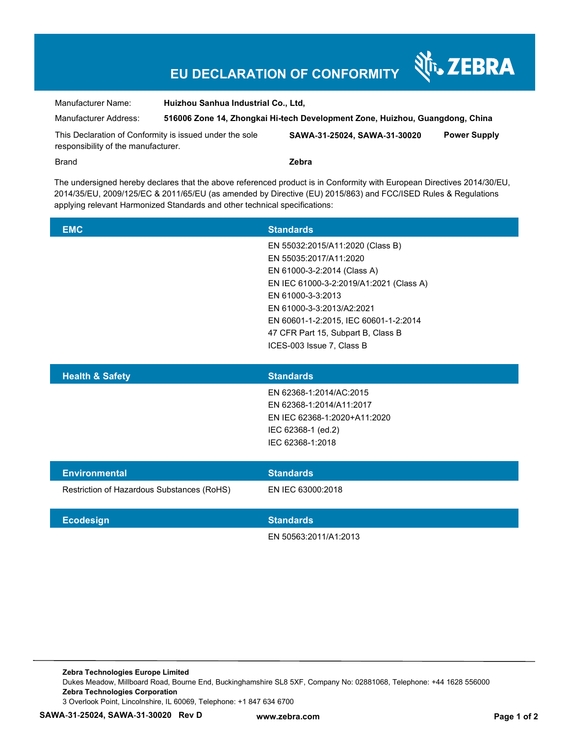# EU DECLARATION OF CONFORMITY

ZEBRA

| | |
|---|---|
| Manufacturer Name: | **Huizhou Sanhua Industrial Co., Ltd,** |
| Manufacturer Address: | **516006 Zone 14, Zhongkai Hi-tech Development Zone, Huizhou, Guangdong, China** |
| This Declaration of Conformity is issued under the sole responsibility of the manufacturer. | **SAWA-31-25024, SAWA-31-30020** **Power Supply** |
| Brand | **Zebra** |

The undersigned hereby declares that the above referenced product is in Conformity with European Directives 2014/30/EU, 2014/35/EU, 2009/125/EC & 2011/65/EU (as amended by Directive (EU) 2015/863) and FCC/ISED Rules & Regulations applying relevant Harmonized Standards and other technical specifications:

| EMC | Standards |
|---|---|
| | EN 55032:2015/A11:2020 (Class B)<br>EN 55035:2017/A11:2020<br>EN 61000-3-2:2014 (Class A)<br>EN IEC 61000-3-2:2019/A1:2021 (Class A)<br>EN 61000-3-3:2013<br>EN 61000-3-3:2013/A2:2021<br>EN 60601-1-2:2015, IEC 60601-1-2:2014<br>47 CFR Part 15, Subpart B, Class B<br>ICES-003 Issue 7, Class B |

| Health & Safety | Standards |
|---|---|
| | EN 62368-1:2014/AC:2015<br>EN 62368-1:2014/A11:2017<br>EN IEC 62368-1:2020+A11:2020<br>IEC 62368-1 (ed.2)<br>IEC 62368-1:2018 |

| Environmental | Standards |
|---|---|
| Restriction of Hazardous Substances (RoHS) | EN IEC 63000:2018 |

| Ecodesign | Standards |
|---|---|
| | EN 50563:2011/A1:2013 |

**Zebra Technologies Europe Limited**
Dukes Meadow, Millboard Road, Bourne End, Buckinghamshire SL8 5XF, Company No: 02881068, Telephone: +44 1628 556000
**Zebra Technologies Corporation**
3 Overlook Point, Lincolnshire, IL 60069, Telephone: +1 847 634 6700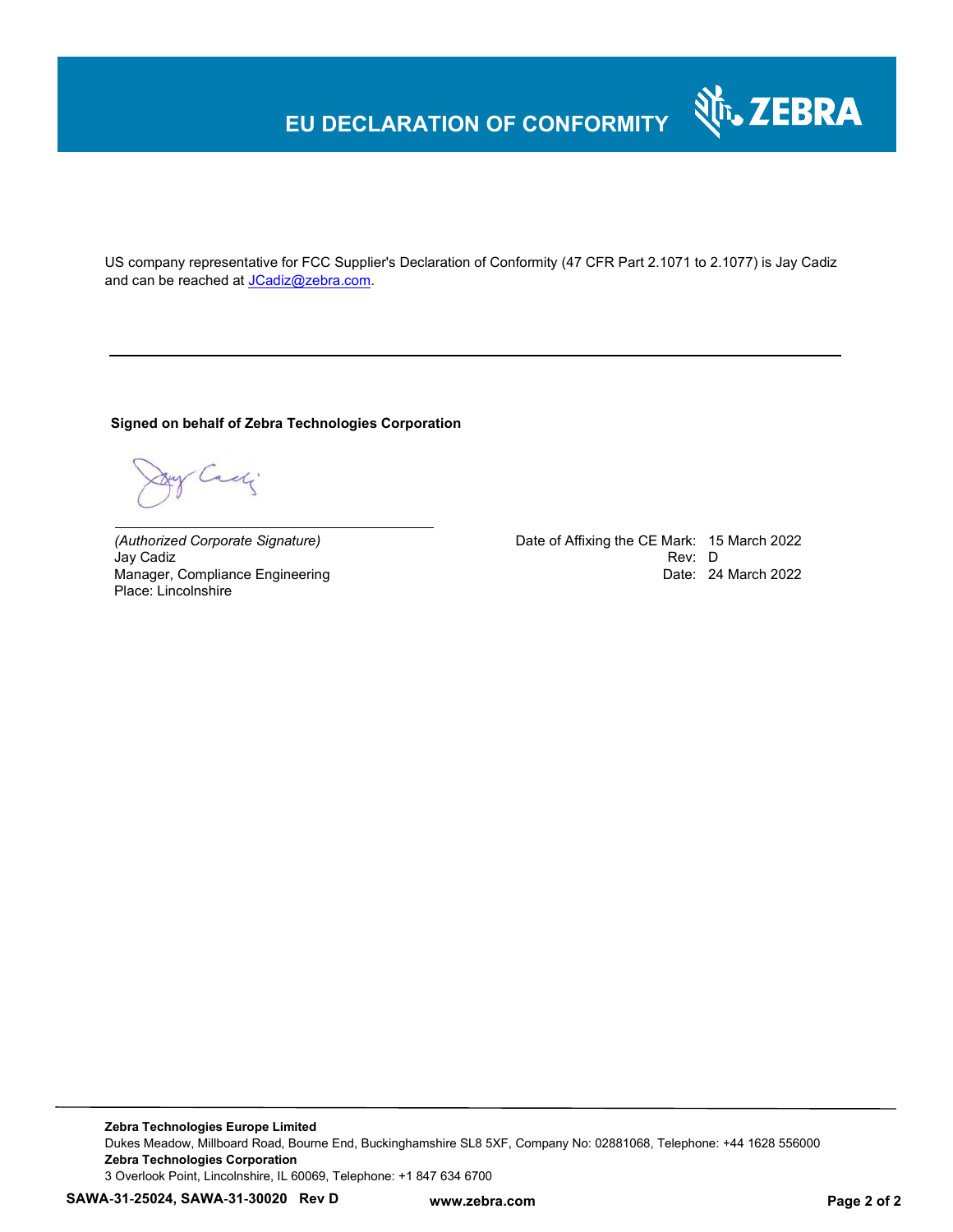# EU DECLARATION OF CONFORMITY

US company representative for FCC Supplier's Declaration of Conformity (47 CFR Part 2.1071 to 2.1077) is Jay Cadiz and can be reached at JCadiz@zebra.com.

---

**Signed on behalf of Zebra Technologies Corporation**

*(Authorized Corporate Signature)*
Jay Cadiz
Manager, Compliance Engineering
Place: Lincolnshire

Date of Affixing the CE Mark: 15 March 2022
Rev: D
Date: 24 March 2022

**Zebra Technologies Europe Limited**
Dukes Meadow, Millboard Road, Bourne End, Buckinghamshire SL8 5XF, Company No: 02881068, Telephone: +44 1628 556000
**Zebra Technologies Corporation**
3 Overlook Point, Lincolnshire, IL 60069, Telephone: +1 847 634 6700

**SAWA-31-25024, SAWA-31-30020 Rev D** **www.zebra.com**